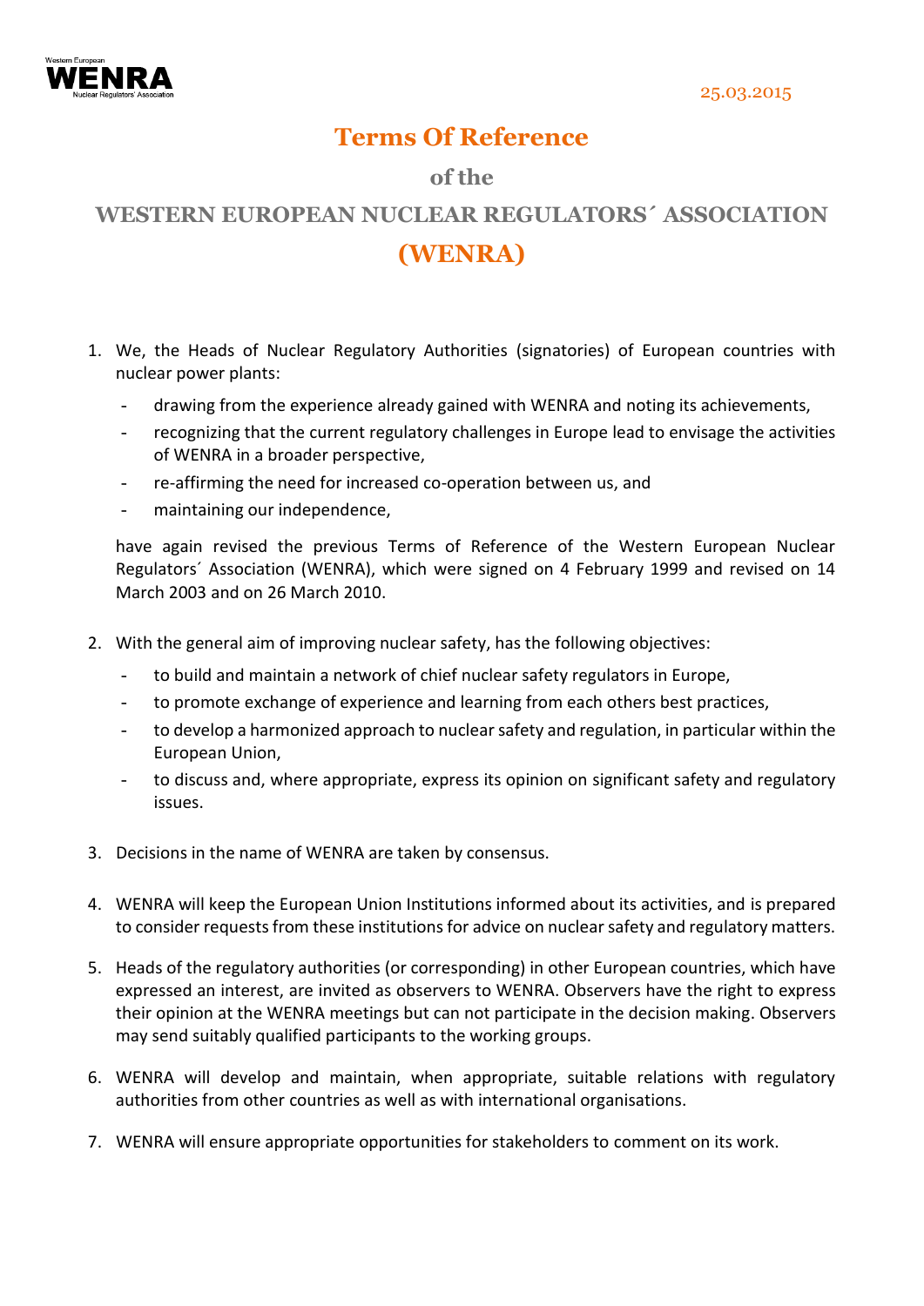25.03.2015

# Terms Of Reference

## of the

## WESTERN EUROPEAN NUCLEAR REGULATORS´ ASSOCIATION (WENRA)

1. We, the Heads of Nuclear Regulatory Authorities (signatories) of European countries with nuclear power plants:
   - drawing from the experience already gained with WENRA and noting its achievements,
   - recognizing that the current regulatory challenges in Europe lead to envisage the activities of WENRA in a broader perspective,
   - re-affirming the need for increased co-operation between us, and
   - maintaining our independence,

   have again revised the previous Terms of Reference of the Western European Nuclear Regulators´ Association (WENRA), which were signed on 4 February 1999 and revised on 14 March 2003 and on 26 March 2010.

2. With the general aim of improving nuclear safety, has the following objectives:
   - to build and maintain a network of chief nuclear safety regulators in Europe,
   - to promote exchange of experience and learning from each others best practices,
   - to develop a harmonized approach to nuclear safety and regulation, in particular within the European Union,
   - to discuss and, where appropriate, express its opinion on significant safety and regulatory issues.

3. Decisions in the name of WENRA are taken by consensus.

4. WENRA will keep the European Union Institutions informed about its activities, and is prepared to consider requests from these institutions for advice on nuclear safety and regulatory matters.

5. Heads of the regulatory authorities (or corresponding) in other European countries, which have expressed an interest, are invited as observers to WENRA. Observers have the right to express their opinion at the WENRA meetings but can not participate in the decision making. Observers may send suitably qualified participants to the working groups.

6. WENRA will develop and maintain, when appropriate, suitable relations with regulatory authorities from other countries as well as with international organisations.

7. WENRA will ensure appropriate opportunities for stakeholders to comment on its work.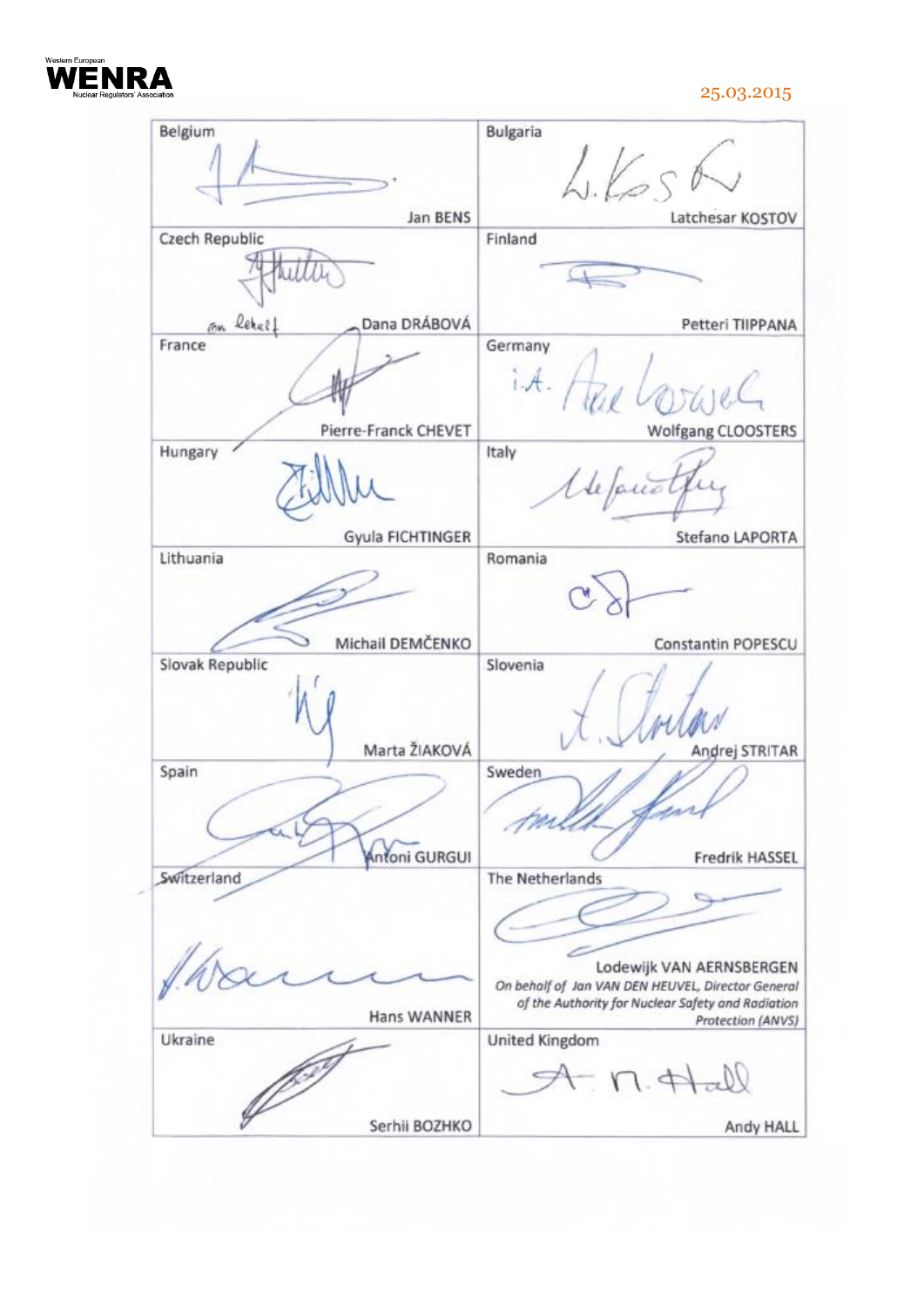25.03.2015

| | |
|---|---|
| Belgium<br><br>Jan BENS | Bulgaria<br><br>Latchesar KOSTOV |
| Czech Republic<br><br>on behalf Dana DRÁBOVÁ | Finland<br><br>Petteri TIIPPANA |
| France<br><br>Pierre-Franck CHEVET | Germany<br><br>i.A. Wolfgang CLOOSTERS |
| Hungary<br><br>Gyula FICHTINGER | Italy<br><br>Stefano LAPORTA |
| Lithuania<br><br>Michail DEMČENKO | Romania<br><br>Constantin POPESCU |
| Slovak Republic<br><br>Marta ŽIAKOVÁ | Slovenia<br><br>Andrej STRITAR |
| Spain<br><br>Antoni GURGUI | Sweden<br><br>Fredrik HASSEL |
| Switzerland<br><br>Hans WANNER | The Netherlands<br><br>Lodewijk VAN AERNSBERGEN<br>*On behalf of Jan VAN DEN HEUVEL, Director General of the Authority for Nuclear Safety and Radiation Protection (ANVS)* |
| Ukraine<br><br>Serhii BOZHKO | United Kingdom<br><br>Andy HALL |